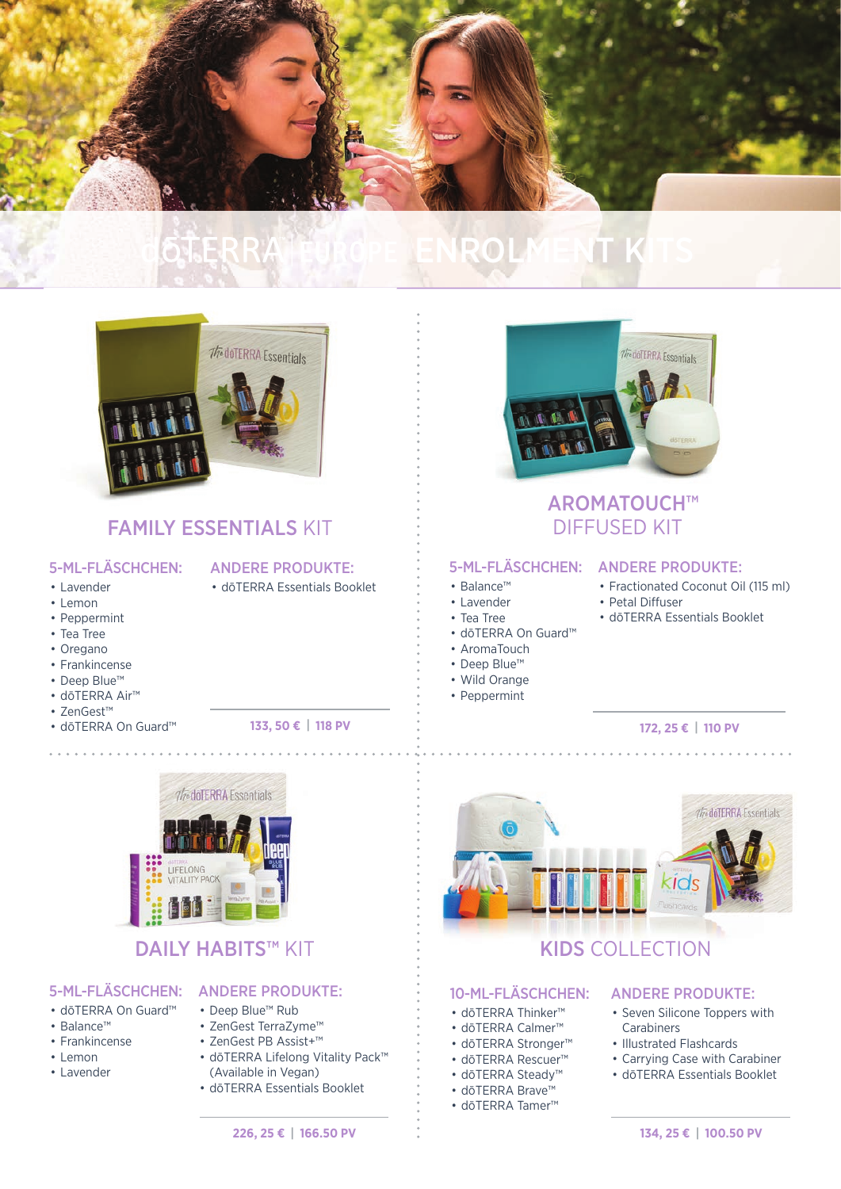# dōTERRA EUROPE ENROLMENT KITS

## FAMILY ESSENTIALS KIT

**5-ML-FLÄSCHCHEN:**
- Lavender
- Lemon
- Peppermint
- Tea Tree
- Oregano
- Frankincense
- Deep Blue™
- dōTERRA Air™
- ZenGest™
- dōTERRA On Guard™

**ANDERE PRODUKTE:**
- dōTERRA Essentials Booklet

**133, 50 € | 118 PV**

## AROMATOUCH™ DIFFUSED KIT

**5-ML-FLÄSCHCHEN:**
- Balance™
- Lavender
- Tea Tree
- dōTERRA On Guard™
- AromaTouch
- Deep Blue™
- Wild Orange
- Peppermint

**ANDERE PRODUKTE:**
- Fractionated Coconut Oil (115 ml)
- Petal Diffuser
- dōTERRA Essentials Booklet

**172, 25 € | 110 PV**

## DAILY HABITS™ KIT

**5-ML-FLÄSCHCHEN:**
- dōTERRA On Guard™
- Balance™
- Frankincense
- Lemon
- Lavender

**ANDERE PRODUKTE:**
- Deep Blue™ Rub
- ZenGest TerraZyme™
- ZenGest PB Assist+™
- dōTERRA Lifelong Vitality Pack™ (Available in Vegan)
- dōTERRA Essentials Booklet

**226, 25 € | 166.50 PV**

## KIDS COLLECTION

**10-ML-FLÄSCHCHEN:**
- dōTERRA Thinker™
- dōTERRA Calmer™
- dōTERRA Stronger™
- dōTERRA Rescuer™
- dōTERRA Steady™
- dōTERRA Brave™
- dōTERRA Tamer™

**ANDERE PRODUKTE:**
- Seven Silicone Toppers with Carabiners
- Illustrated Flashcards
- Carrying Case with Carabiner
- dōTERRA Essentials Booklet

**134, 25 € | 100.50 PV**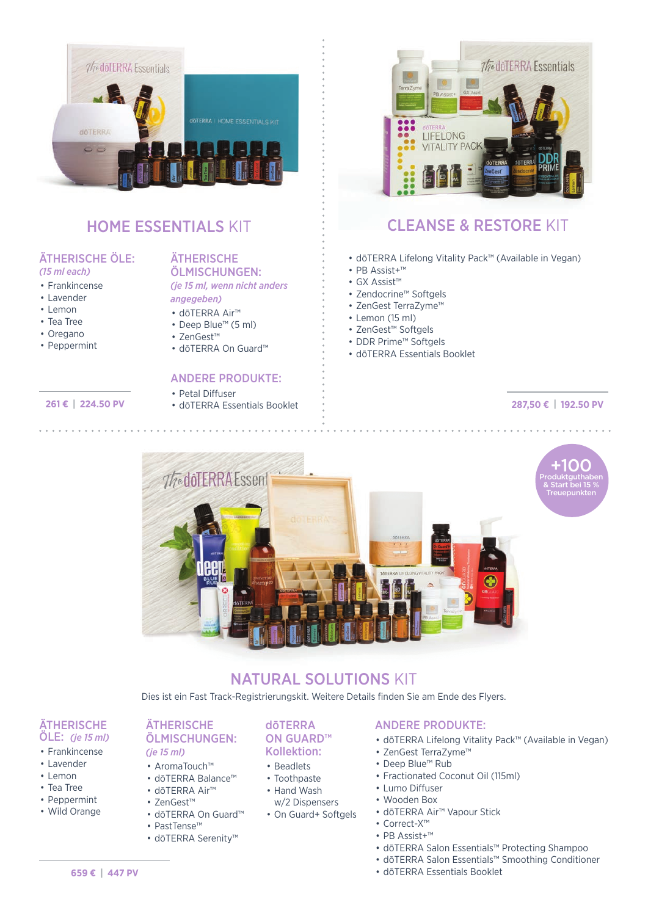## HOME ESSENTIALS KIT

### ÄTHERISCHE ÖLE:

*(15 ml each)*

- Frankincense
- Lavender
- Lemon
- Tea Tree
- Oregano
- Peppermint

### ÄTHERISCHE ÖLMISCHUNGEN:

*(je 15 ml, wenn nicht anders angegeben)*

- dōTERRA Air™
- Deep Blue™ (5 ml)
- ZenGest™
- dōTERRA On Guard™

### ANDERE PRODUKTE:

- Petal Diffuser
- dōTERRA Essentials Booklet

**261 € | 224.50 PV**

## CLEANSE & RESTORE KIT

- dōTERRA Lifelong Vitality Pack™ (Available in Vegan)
- PB Assist+™
- GX Assist™
- Zendocrine™ Softgels
- ZenGest TerraZyme™
- Lemon (15 ml)
- ZenGest™ Softgels
- DDR Prime™ Softgels
- dōTERRA Essentials Booklet

**287,50 € | 192.50 PV**

**+100 Produktguthaben & Start bei 15 % Treuepunkten**

## NATURAL SOLUTIONS KIT

Dies ist ein Fast Track-Registrierungskit. Weitere Details finden Sie am Ende des Flyers.

### ÄTHERISCHE ÖLE: *(je 15 ml)*

- Frankincense
- Lavender
- Lemon
- Tea Tree
- Peppermint
- Wild Orange

### ÄTHERISCHE ÖLMISCHUNGEN:

*(je 15 ml)*

- AromaTouch™
- dōTERRA Balance™
- dōTERRA Air™
- ZenGest™
- dōTERRA On Guard™
- PastTense™
- dōTERRA Serenity™

### dōTERRA ON GUARD™ Kollektion:

- Beadlets
- Toothpaste
- Hand Wash w/2 Dispensers
- On Guard+ Softgels

### ANDERE PRODUKTE:

- dōTERRA Lifelong Vitality Pack™ (Available in Vegan)
- ZenGest TerraZyme™
- Deep Blue™ Rub
- Fractionated Coconut Oil (115ml)
- Lumo Diffuser
- Wooden Box
- dōTERRA Air™ Vapour Stick
- Correct-X™
- PB Assist+™
- dōTERRA Salon Essentials™ Protecting Shampoo
- dōTERRA Salon Essentials™ Smoothing Conditioner
- dōTERRA Essentials Booklet

**659 € | 447 PV**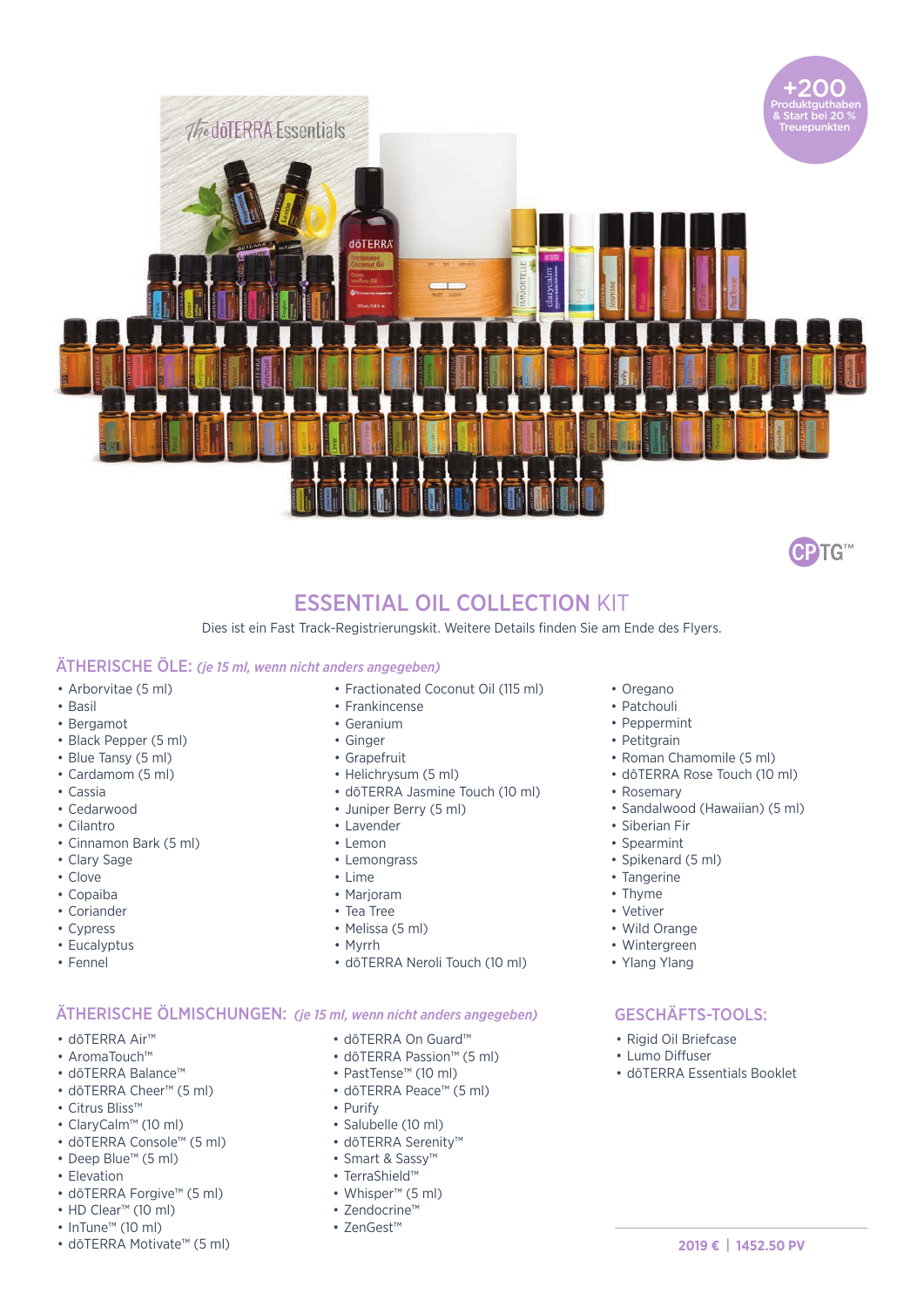+200 Produktguthaben & Start bei 20 % Treuepunkten

CPTG™

## ESSENTIAL OIL COLLECTION KIT

Dies ist ein Fast Track-Registrierungskit. Weitere Details finden Sie am Ende des Flyers.

### ÄTHERISCHE ÖLE: *(je 15 ml, wenn nicht anders angegeben)*

- Arborvitae (5 ml)
- Basil
- Bergamot
- Black Pepper (5 ml)
- Blue Tansy (5 ml)
- Cardamom (5 ml)
- Cassia
- Cedarwood
- Cilantro
- Cinnamon Bark (5 ml)
- Clary Sage
- Clove
- Copaiba
- Coriander
- Cypress
- Eucalyptus
- Fennel
- Fractionated Coconut Oil (115 ml)
- Frankincense
- Geranium
- Ginger
- Grapefruit
- Helichrysum (5 ml)
- dōTERRA Jasmine Touch (10 ml)
- Juniper Berry (5 ml)
- Lavender
- Lemon
- Lemongrass
- Lime
- Marjoram
- Tea Tree
- Melissa (5 ml)
- Myrrh
- dōTERRA Neroli Touch (10 ml)
- Oregano
- Patchouli
- Peppermint
- Petitgrain
- Roman Chamomile (5 ml)
- dōTERRA Rose Touch (10 ml)
- Rosemary
- Sandalwood (Hawaiian) (5 ml)
- Siberian Fir
- Spearmint
- Spikenard (5 ml)
- Tangerine
- Thyme
- Vetiver
- Wild Orange
- Wintergreen
- Ylang Ylang

### ÄTHERISCHE ÖLMISCHUNGEN: *(je 15 ml, wenn nicht anders angegeben)*

- dōTERRA Air™
- AromaTouch™
- dōTERRA Balance™
- dōTERRA Cheer™ (5 ml)
- Citrus Bliss™
- ClaryCalm™ (10 ml)
- dōTERRA Console™ (5 ml)
- Deep Blue™ (5 ml)
- Elevation
- dōTERRA Forgive™ (5 ml)
- HD Clear™ (10 ml)
- InTune™ (10 ml)
- dōTERRA Motivate™ (5 ml)
- dōTERRA On Guard™
- dōTERRA Passion™ (5 ml)
- PastTense™ (10 ml)
- dōTERRA Peace™ (5 ml)
- Purify
- Salubelle (10 ml)
- dōTERRA Serenity™
- Smart & Sassy™
- TerraShield™
- Whisper™ (5 ml)
- Zendocrine™
- ZenGest™

### GESCHÄFTS-TOOLS:

- Rigid Oil Briefcase
- Lumo Diffuser
- dōTERRA Essentials Booklet

**2019 € | 1452.50 PV**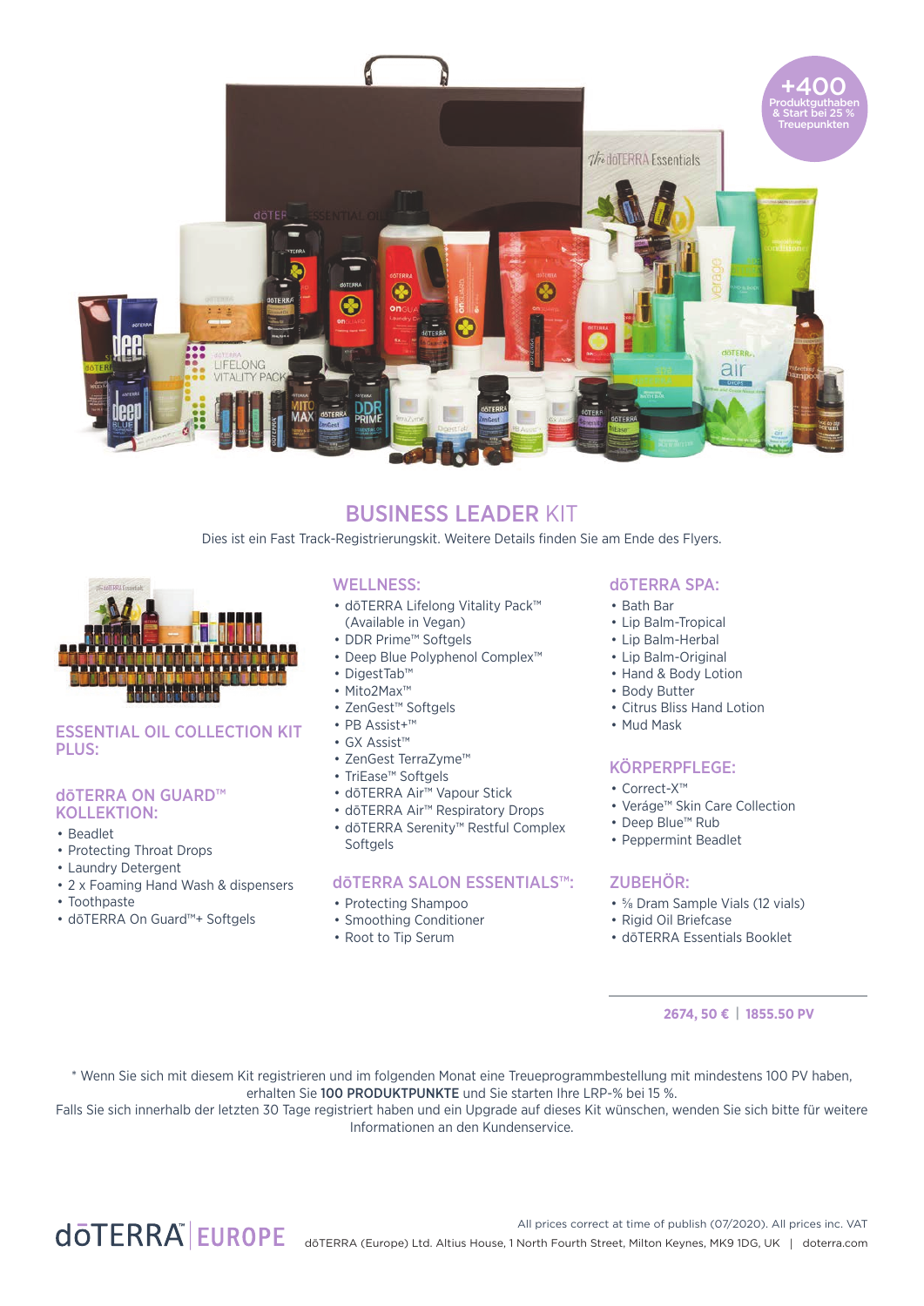+400 Produktguthaben & Start bei 25 % Treuepunkten

# BUSINESS LEADER KIT

Dies ist ein Fast Track-Registrierungskit. Weitere Details finden Sie am Ende des Flyers.

## ESSENTIAL OIL COLLECTION KIT PLUS:

### dōTERRA ON GUARD™ KOLLEKTION:

- Beadlet
- Protecting Throat Drops
- Laundry Detergent
- 2 x Foaming Hand Wash & dispensers
- Toothpaste
- dōTERRA On Guard™+ Softgels

### WELLNESS:

- dōTERRA Lifelong Vitality Pack™ (Available in Vegan)
- DDR Prime™ Softgels
- Deep Blue Polyphenol Complex™
- DigestTab™
- Mito2Max™
- ZenGest™ Softgels
- PB Assist+™
- GX Assist™
- ZenGest TerraZyme™
- TriEase™ Softgels
- dōTERRA Air™ Vapour Stick
- dōTERRA Air™ Respiratory Drops
- dōTERRA Serenity™ Restful Complex Softgels

### dōTERRA SALON ESSENTIALS™:

- Protecting Shampoo
- Smoothing Conditioner
- Root to Tip Serum

### dōTERRA SPA:

- Bath Bar
- Lip Balm-Tropical
- Lip Balm-Herbal
- Lip Balm-Original
- Hand & Body Lotion
- Body Butter
- Citrus Bliss Hand Lotion
- Mud Mask

### KÖRPERPFLEGE:

- Correct-X™
- Veráge™ Skin Care Collection
- Deep Blue™ Rub
- Peppermint Beadlet

### ZUBEHÖR:

- ⅝ Dram Sample Vials (12 vials)
- Rigid Oil Briefcase
- dōTERRA Essentials Booklet

**2674, 50 € | 1855.50 PV**

\* Wenn Sie sich mit diesem Kit registrieren und im folgenden Monat eine Treueprogrammbestellung mit mindestens 100 PV haben, erhalten Sie **100 PRODUKTPUNKTE** und Sie starten Ihre LRP-% bei 15 %.
Falls Sie sich innerhalb der letzten 30 Tage registriert haben und ein Upgrade auf dieses Kit wünschen, wenden Sie sich bitte für weitere Informationen an den Kundenservice.

dōTERRA EUROPE

All prices correct at time of publish (07/2020). All prices inc. VAT
dōTERRA (Europe) Ltd. Altius House, 1 North Fourth Street, Milton Keynes, MK9 1DG, UK | doterra.com